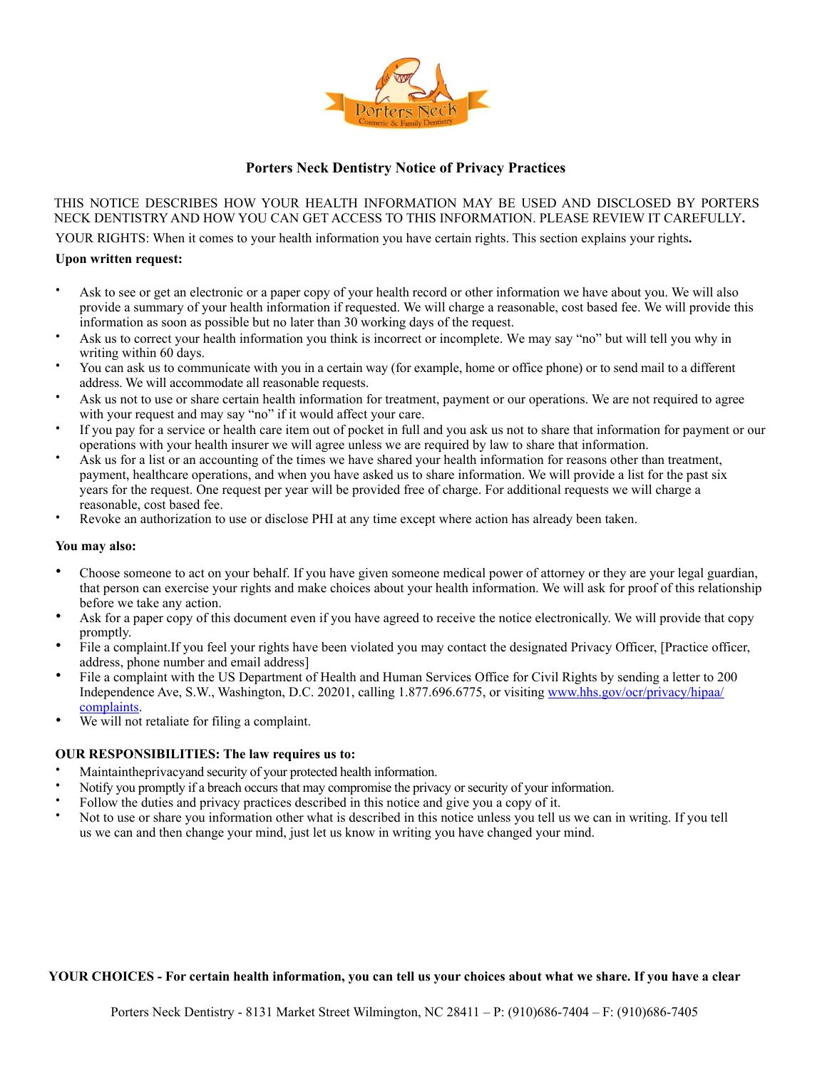# Porters Neck Dentistry Notice of Privacy Practices

THIS NOTICE DESCRIBES HOW YOUR HEALTH INFORMATION MAY BE USED AND DISCLOSED BY PORTERS NECK DENTISTRY AND HOW YOU CAN GET ACCESS TO THIS INFORMATION. PLEASE REVIEW IT CAREFULLY.

YOUR RIGHTS: When it comes to your health information you have certain rights. This section explains your rights.

**Upon written request:**

- Ask to see or get an electronic or a paper copy of your health record or other information we have about you. We will also provide a summary of your health information if requested. We will charge a reasonable, cost based fee. We will provide this information as soon as possible but no later than 30 working days of the request.
- Ask us to correct your health information you think is incorrect or incomplete. We may say "no" but will tell you why in writing within 60 days.
- You can ask us to communicate with you in a certain way (for example, home or office phone) or to send mail to a different address. We will accommodate all reasonable requests.
- Ask us not to use or share certain health information for treatment, payment or our operations. We are not required to agree with your request and may say "no" if it would affect your care.
- If you pay for a service or health care item out of pocket in full and you ask us not to share that information for payment or our operations with your health insurer we will agree unless we are required by law to share that information.
- Ask us for a list or an accounting of the times we have shared your health information for reasons other than treatment, payment, healthcare operations, and when you have asked us to share information. We will provide a list for the past six years for the request. One request per year will be provided free of charge. For additional requests we will charge a reasonable, cost based fee.
- Revoke an authorization to use or disclose PHI at any time except where action has already been taken.

**You may also:**

- Choose someone to act on your behalf. If you have given someone medical power of attorney or they are your legal guardian, that person can exercise your rights and make choices about your health information. We will ask for proof of this relationship before we take any action.
- Ask for a paper copy of this document even if you have agreed to receive the notice electronically. We will provide that copy promptly.
- File a complaint.If you feel your rights have been violated you may contact the designated Privacy Officer, [Practice officer, address, phone number and email address]
- File a complaint with the US Department of Health and Human Services Office for Civil Rights by sending a letter to 200 Independence Ave, S.W., Washington, D.C. 20201, calling 1.877.696.6775, or visiting www.hhs.gov/ocr/privacy/hipaa/complaints.
- We will not retaliate for filing a complaint.

**OUR RESPONSIBILITIES: The law requires us to:**

- Maintaintheprivacyand security of your protected health information.
- Notify you promptly if a breach occurs that may compromise the privacy or security of your information.
- Follow the duties and privacy practices described in this notice and give you a copy of it.
- Not to use or share you information other what is described in this notice unless you tell us we can in writing. If you tell us we can and then change your mind, just let us know in writing you have changed your mind.

**YOUR CHOICES - For certain health information, you can tell us your choices about what we share. If you have a clear**

Porters Neck Dentistry - 8131 Market Street Wilmington, NC 28411 – P: (910)686-7404 – F: (910)686-7405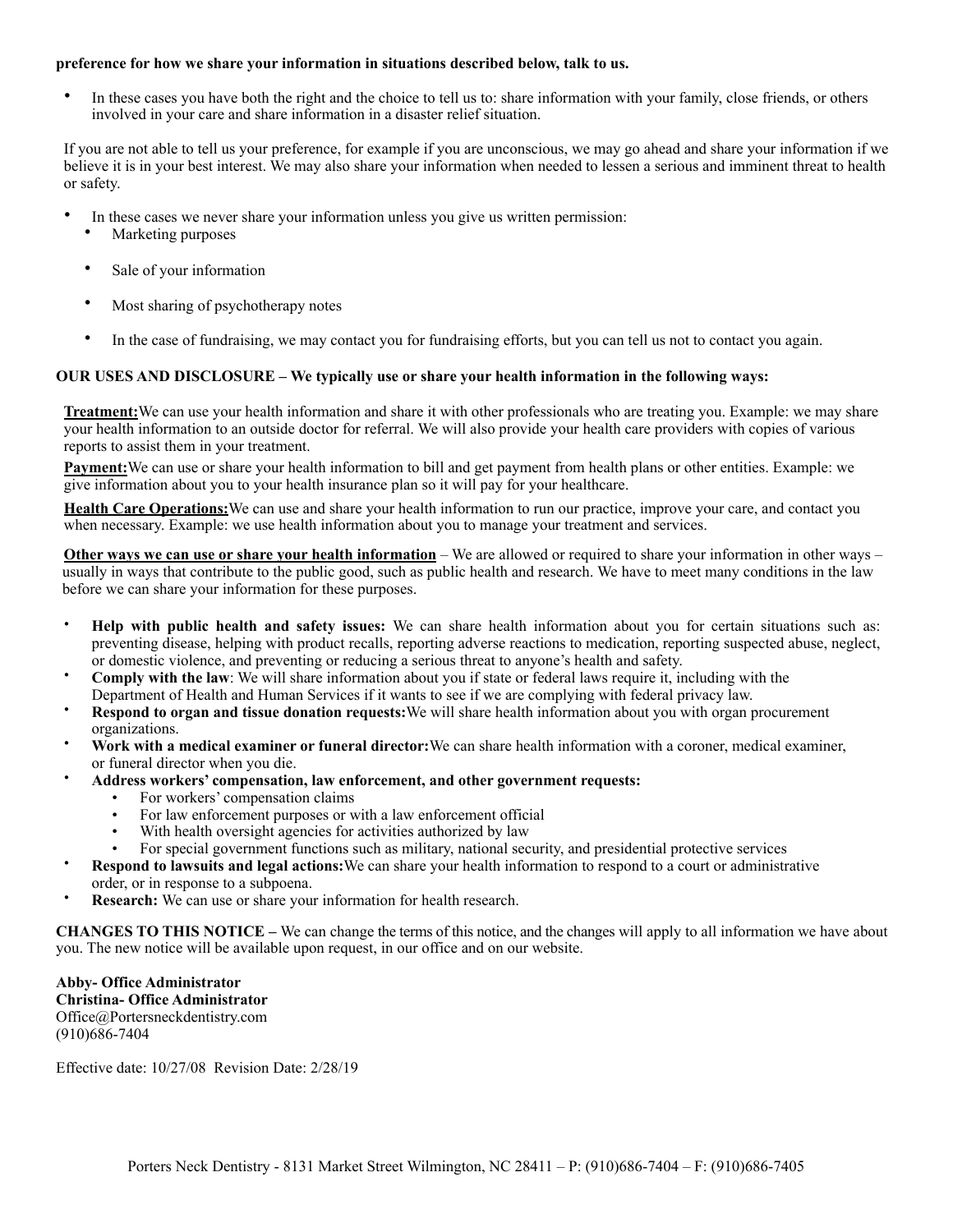**preference for how we share your information in situations described below, talk to us.**

- In these cases you have both the right and the choice to tell us to: share information with your family, close friends, or others involved in your care and share information in a disaster relief situation.

If you are not able to tell us your preference, for example if you are unconscious, we may go ahead and share your information if we believe it is in your best interest. We may also share your information when needed to lessen a serious and imminent threat to health or safety.

- In these cases we never share your information unless you give us written permission:
  - Marketing purposes
  - Sale of your information
  - Most sharing of psychotherapy notes
  - In the case of fundraising, we may contact you for fundraising efforts, but you can tell us not to contact you again.

**OUR USES AND DISCLOSURE – We typically use or share your health information in the following ways:**

**Treatment:** We can use your health information and share it with other professionals who are treating you. Example: we may share your health information to an outside doctor for referral. We will also provide your health care providers with copies of various reports to assist them in your treatment.

**Payment:** We can use or share your health information to bill and get payment from health plans or other entities. Example: we give information about you to your health insurance plan so it will pay for your healthcare.

**Health Care Operations:** We can use and share your health information to run our practice, improve your care, and contact you when necessary. Example: we use health information about you to manage your treatment and services.

**Other ways we can use or share your health information** – We are allowed or required to share your information in other ways – usually in ways that contribute to the public good, such as public health and research. We have to meet many conditions in the law before we can share your information for these purposes.

- **Help with public health and safety issues:** We can share health information about you for certain situations such as: preventing disease, helping with product recalls, reporting adverse reactions to medication, reporting suspected abuse, neglect, or domestic violence, and preventing or reducing a serious threat to anyone's health and safety.
- **Comply with the law**: We will share information about you if state or federal laws require it, including with the Department of Health and Human Services if it wants to see if we are complying with federal privacy law.
- **Respond to organ and tissue donation requests:** We will share health information about you with organ procurement organizations.
- **Work with a medical examiner or funeral director:** We can share health information with a coroner, medical examiner, or funeral director when you die.
- **Address workers' compensation, law enforcement, and other government requests:**
  - For workers' compensation claims
  - For law enforcement purposes or with a law enforcement official
  - With health oversight agencies for activities authorized by law
  - For special government functions such as military, national security, and presidential protective services
- **Respond to lawsuits and legal actions:** We can share your health information to respond to a court or administrative order, or in response to a subpoena.
- **Research:** We can use or share your information for health research.

**CHANGES TO THIS NOTICE –** We can change the terms of this notice, and the changes will apply to all information we have about you. The new notice will be available upon request, in our office and on our website.

**Abby- Office Administrator**
**Christina- Office Administrator**
Office@Portersneckdentistry.com
(910)686-7404

Effective date: 10/27/08 Revision Date: 2/28/19

Porters Neck Dentistry - 8131 Market Street Wilmington, NC 28411 – P: (910)686-7404 – F: (910)686-7405